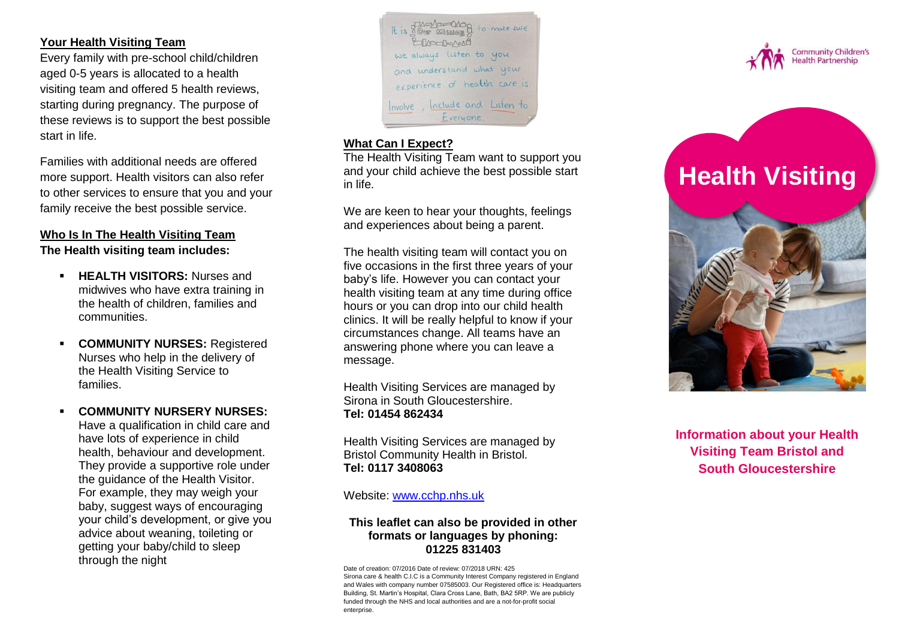## Your Health Visiting Team

Every family with pre-school child/children aged 0-5 years is allocated to a health visiting team and offered 5 health reviews, starting during pregnancy. The purpose of these reviews is to support the best possible start in life.

Families with additional needs are offered more support. Health visitors can also refer to other services to ensure that you and your family receive the best possible service.

## Who Is In The Health Visiting Team

**The Health visiting team includes:**

- **HEALTH VISITORS:** Nurses and midwives who have extra training in the health of children, families and communities.
- **COMMUNITY NURSES:** Registered Nurses who help in the delivery of the Health Visiting Service to families.
- **COMMUNITY NURSERY NURSES:** Have a qualification in child care and have lots of experience in child health, behaviour and development. They provide a supportive role under the guidance of the Health Visitor. For example, they may weigh your baby, suggest ways of encouraging your child's development, or give you advice about weaning, toileting or getting your baby/child to sleep through the night

It is our mission to make sure we always listen to you and understand what your experience of health care is.

Involve, Include and Listen to Everyone

## What Can I Expect?

The Health Visiting Team want to support you and your child achieve the best possible start in life.

We are keen to hear your thoughts, feelings and experiences about being a parent.

The health visiting team will contact you on five occasions in the first three years of your baby's life. However you can contact your health visiting team at any time during office hours or you can drop into our child health clinics. It will be really helpful to know if your circumstances change. All teams have an answering phone where you can leave a message.

Health Visiting Services are managed by Sirona in South Gloucestershire.
**Tel: 01454 862434**

Health Visiting Services are managed by Bristol Community Health in Bristol.
**Tel: 0117 3408063**

Website: [www.cchp.nhs.uk](www.cchp.nhs.uk)

**This leaflet can also be provided in other formats or languages by phoning: 01225 831403**

Date of creation: 07/2016 Date of review: 07/2018 URN: 425
Sirona care & health C.I.C is a Community Interest Company registered in England and Wales with company number 07585003. Our Registered office is: Headquarters Building, St. Martin's Hospital, Clara Cross Lane, Bath, BA2 5RP. We are publicly funded through the NHS and local authorities and are a not-for-profit social enterprise.

Community Children's Health Partnership

# Health Visiting

**Information about your Health Visiting Team Bristol and South Gloucestershire**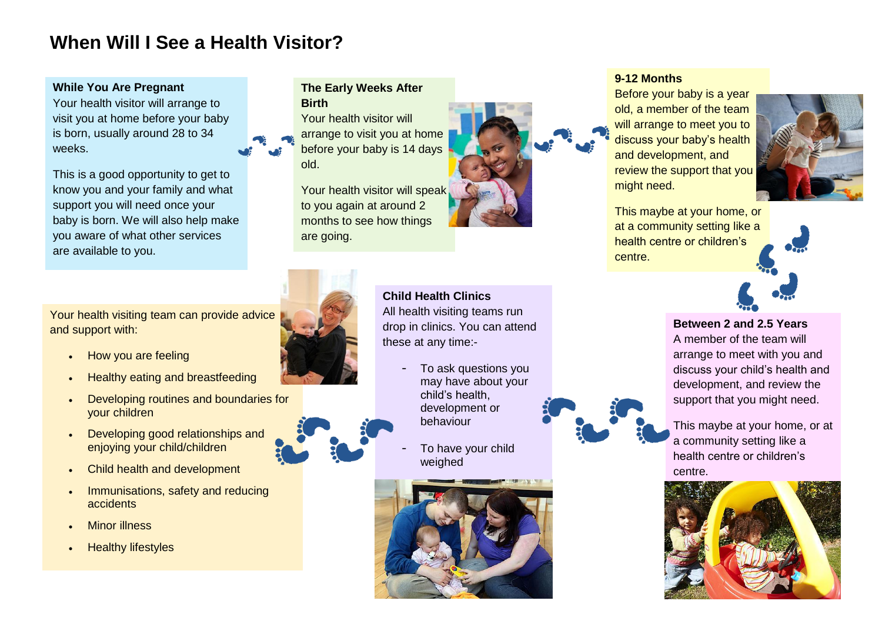# When Will I See a Health Visitor?

### While You Are Pregnant

Your health visitor will arrange to visit you at home before your baby is born, usually around 28 to 34 weeks.

This is a good opportunity to get to know you and your family and what support you will need once your baby is born. We will also help make you aware of what other services are available to you.

### The Early Weeks After Birth

Your health visitor will arrange to visit you at home before your baby is 14 days old.

Your health visitor will speak to you again at around 2 months to see how things are going.

### 9-12 Months

Before your baby is a year old, a member of the team will arrange to meet you to discuss your baby's health and development, and review the support that you might need.

This maybe at your home, or at a community setting like a health centre or children's centre.

### Between 2 and 2.5 Years

A member of the team will arrange to meet with you and discuss your child's health and development, and review the support that you might need.

This maybe at your home, or at a community setting like a health centre or children's centre.

### Child Health Clinics

All health visiting teams run drop in clinics. You can attend these at any time:-

- To ask questions you may have about your child's health, development or behaviour
- To have your child weighed

Your health visiting team can provide advice and support with:

- How you are feeling
- Healthy eating and breastfeeding
- Developing routines and boundaries for your children
- Developing good relationships and enjoying your child/children
- Child health and development
- Immunisations, safety and reducing accidents
- Minor illness
- Healthy lifestyles